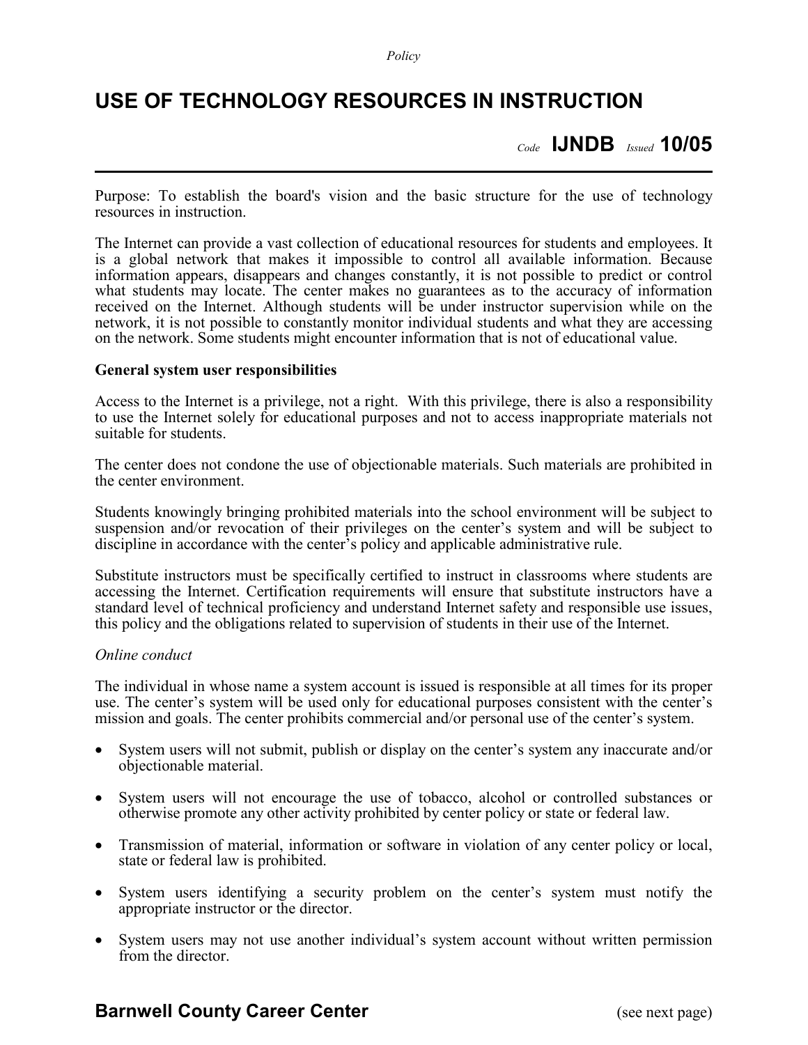# USE OF TECHNOLOGY RESOURCES IN INSTRUCTION

*Code* **IJNDB** *Issued* **10/05**

Purpose: To establish the board's vision and the basic structure for the use of technology resources in instruction.

The Internet can provide a vast collection of educational resources for students and employees. It is a global network that makes it impossible to control all available information. Because information appears, disappears and changes constantly, it is not possible to predict or control what students may locate. The center makes no guarantees as to the accuracy of information received on the Internet. Although students will be under instructor supervision while on the network, it is not possible to constantly monitor individual students and what they are accessing on the network. Some students might encounter information that is not of educational value.

**General system user responsibilities**

Access to the Internet is a privilege, not a right. With this privilege, there is also a responsibility to use the Internet solely for educational purposes and not to access inappropriate materials not suitable for students.

The center does not condone the use of objectionable materials. Such materials are prohibited in the center environment.

Students knowingly bringing prohibited materials into the school environment will be subject to suspension and/or revocation of their privileges on the center's system and will be subject to discipline in accordance with the center's policy and applicable administrative rule.

Substitute instructors must be specifically certified to instruct in classrooms where students are accessing the Internet. Certification requirements will ensure that substitute instructors have a standard level of technical proficiency and understand Internet safety and responsible use issues, this policy and the obligations related to supervision of students in their use of the Internet.

*Online conduct*

The individual in whose name a system account is issued is responsible at all times for its proper use. The center's system will be used only for educational purposes consistent with the center's mission and goals. The center prohibits commercial and/or personal use of the center's system.

- System users will not submit, publish or display on the center's system any inaccurate and/or objectionable material.
- System users will not encourage the use of tobacco, alcohol or controlled substances or otherwise promote any other activity prohibited by center policy or state or federal law.
- Transmission of material, information or software in violation of any center policy or local, state or federal law is prohibited.
- System users identifying a security problem on the center's system must notify the appropriate instructor or the director.
- System users may not use another individual's system account without written permission from the director.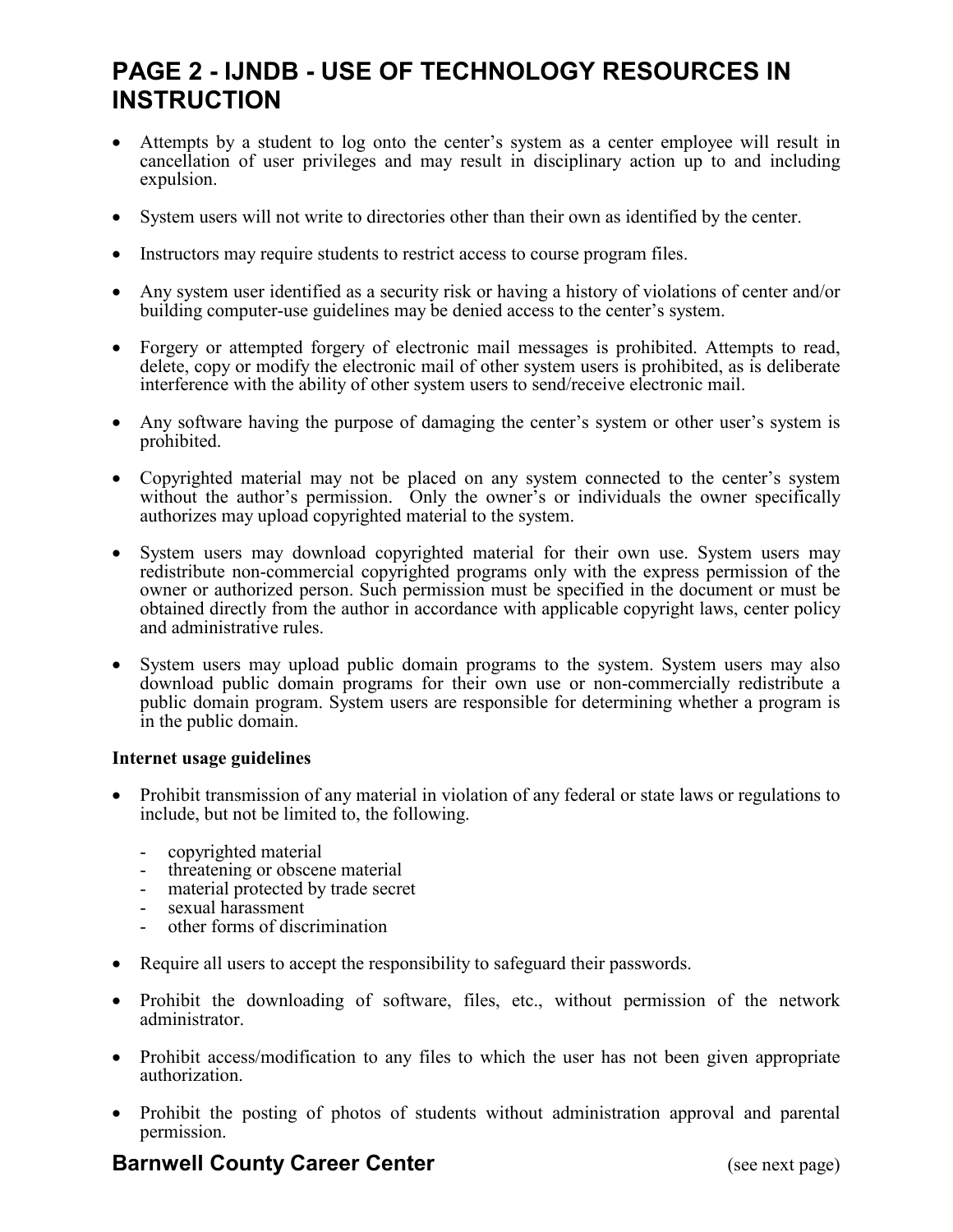## PAGE 2 - IJNDB - USE OF TECHNOLOGY RESOURCES IN INSTRUCTION

- Attempts by a student to log onto the center's system as a center employee will result in cancellation of user privileges and may result in disciplinary action up to and including expulsion.

- System users will not write to directories other than their own as identified by the center.

- Instructors may require students to restrict access to course program files.

- Any system user identified as a security risk or having a history of violations of center and/or building computer-use guidelines may be denied access to the center's system.

- Forgery or attempted forgery of electronic mail messages is prohibited. Attempts to read, delete, copy or modify the electronic mail of other system users is prohibited, as is deliberate interference with the ability of other system users to send/receive electronic mail.

- Any software having the purpose of damaging the center's system or other user's system is prohibited.

- Copyrighted material may not be placed on any system connected to the center's system without the author's permission. Only the owner's or individuals the owner specifically authorizes may upload copyrighted material to the system.

- System users may download copyrighted material for their own use. System users may redistribute non-commercial copyrighted programs only with the express permission of the owner or authorized person. Such permission must be specified in the document or must be obtained directly from the author in accordance with applicable copyright laws, center policy and administrative rules.

- System users may upload public domain programs to the system. System users may also download public domain programs for their own use or non-commercially redistribute a public domain program. System users are responsible for determining whether a program is in the public domain.

**Internet usage guidelines**

- Prohibit transmission of any material in violation of any federal or state laws or regulations to include, but not be limited to, the following.
  - copyrighted material
  - threatening or obscene material
  - material protected by trade secret
  - sexual harassment
  - other forms of discrimination

- Require all users to accept the responsibility to safeguard their passwords.

- Prohibit the downloading of software, files, etc., without permission of the network administrator.

- Prohibit access/modification to any files to which the user has not been given appropriate authorization.

- Prohibit the posting of photos of students without administration approval and parental permission.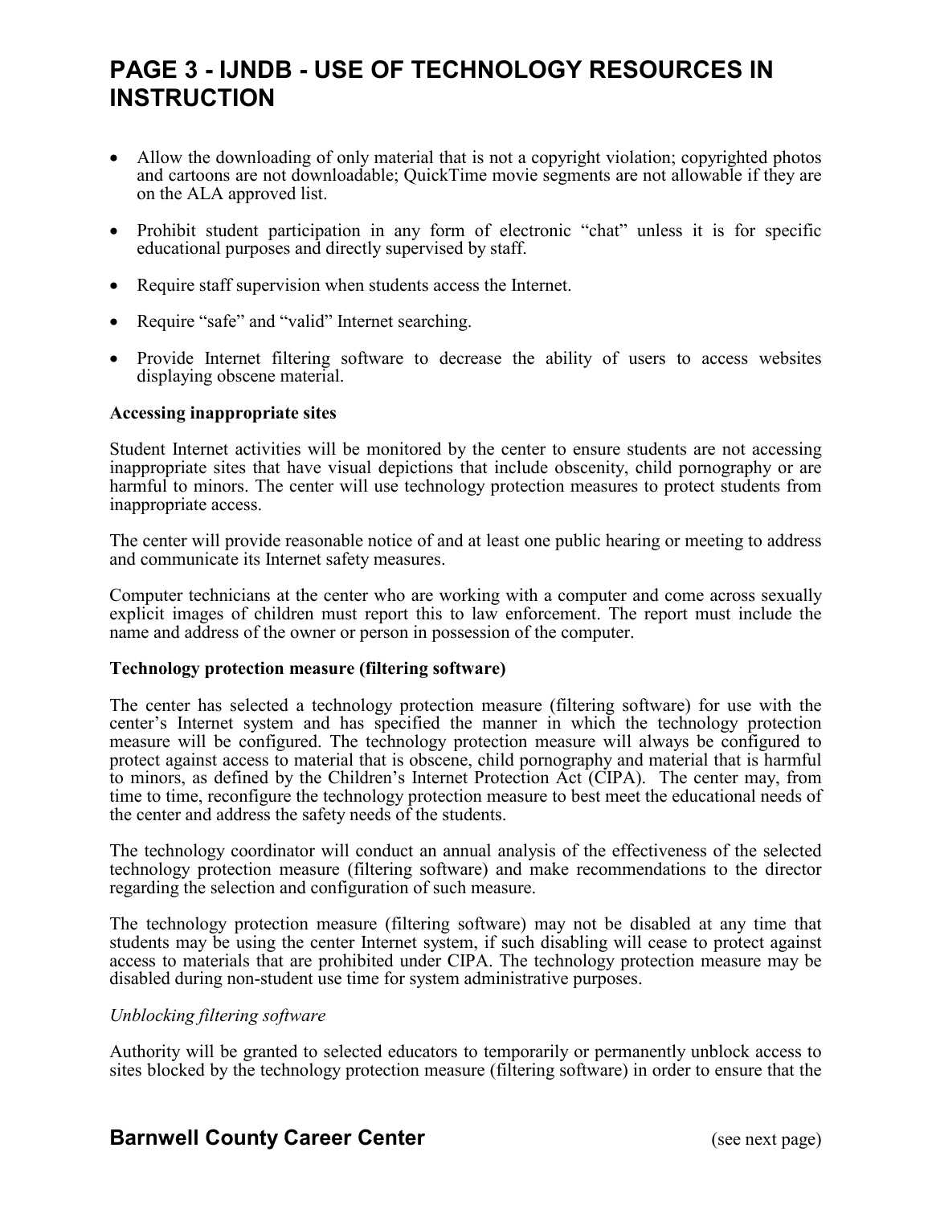- Allow the downloading of only material that is not a copyright violation; copyrighted photos and cartoons are not downloadable; QuickTime movie segments are not allowable if they are on the ALA approved list.
- Prohibit student participation in any form of electronic "chat" unless it is for specific educational purposes and directly supervised by staff.
- Require staff supervision when students access the Internet.
- Require "safe" and "valid" Internet searching.
- Provide Internet filtering software to decrease the ability of users to access websites displaying obscene material.

**Accessing inappropriate sites**

Student Internet activities will be monitored by the center to ensure students are not accessing inappropriate sites that have visual depictions that include obscenity, child pornography or are harmful to minors. The center will use technology protection measures to protect students from inappropriate access.

The center will provide reasonable notice of and at least one public hearing or meeting to address and communicate its Internet safety measures.

Computer technicians at the center who are working with a computer and come across sexually explicit images of children must report this to law enforcement. The report must include the name and address of the owner or person in possession of the computer.

**Technology protection measure (filtering software)**

The center has selected a technology protection measure (filtering software) for use with the center's Internet system and has specified the manner in which the technology protection measure will be configured. The technology protection measure will always be configured to protect against access to material that is obscene, child pornography and material that is harmful to minors, as defined by the Children's Internet Protection Act (CIPA). The center may, from time to time, reconfigure the technology protection measure to best meet the educational needs of the center and address the safety needs of the students.

The technology coordinator will conduct an annual analysis of the effectiveness of the selected technology protection measure (filtering software) and make recommendations to the director regarding the selection and configuration of such measure.

The technology protection measure (filtering software) may not be disabled at any time that students may be using the center Internet system, if such disabling will cease to protect against access to materials that are prohibited under CIPA. The technology protection measure may be disabled during non-student use time for system administrative purposes.

*Unblocking filtering software*

Authority will be granted to selected educators to temporarily or permanently unblock access to sites blocked by the technology protection measure (filtering software) in order to ensure that the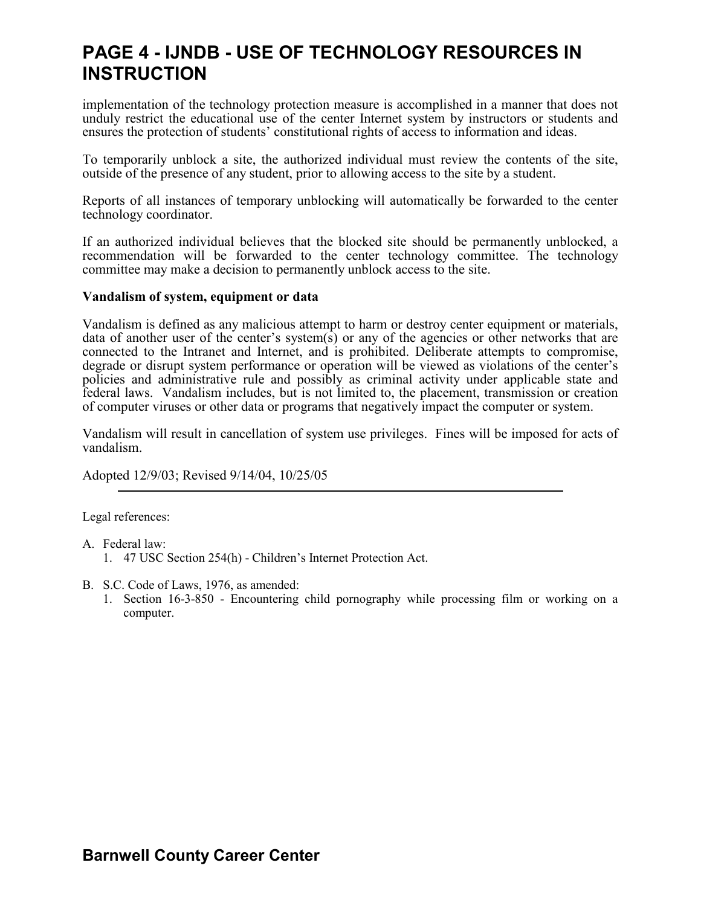implementation of the technology protection measure is accomplished in a manner that does not unduly restrict the educational use of the center Internet system by instructors or students and ensures the protection of students' constitutional rights of access to information and ideas.

To temporarily unblock a site, the authorized individual must review the contents of the site, outside of the presence of any student, prior to allowing access to the site by a student.

Reports of all instances of temporary unblocking will automatically be forwarded to the center technology coordinator.

If an authorized individual believes that the blocked site should be permanently unblocked, a recommendation will be forwarded to the center technology committee. The technology committee may make a decision to permanently unblock access to the site.

**Vandalism of system, equipment or data**

Vandalism is defined as any malicious attempt to harm or destroy center equipment or materials, data of another user of the center's system(s) or any of the agencies or other networks that are connected to the Intranet and Internet, and is prohibited. Deliberate attempts to compromise, degrade or disrupt system performance or operation will be viewed as violations of the center's policies and administrative rule and possibly as criminal activity under applicable state and federal laws. Vandalism includes, but is not limited to, the placement, transmission or creation of computer viruses or other data or programs that negatively impact the computer or system.

Vandalism will result in cancellation of system use privileges. Fines will be imposed for acts of vandalism.

Adopted 12/9/03; Revised 9/14/04, 10/25/05

---

Legal references:

A. Federal law:
   1. 47 USC Section 254(h) - Children's Internet Protection Act.

B. S.C. Code of Laws, 1976, as amended:
   1. Section 16-3-850 - Encountering child pornography while processing film or working on a computer.